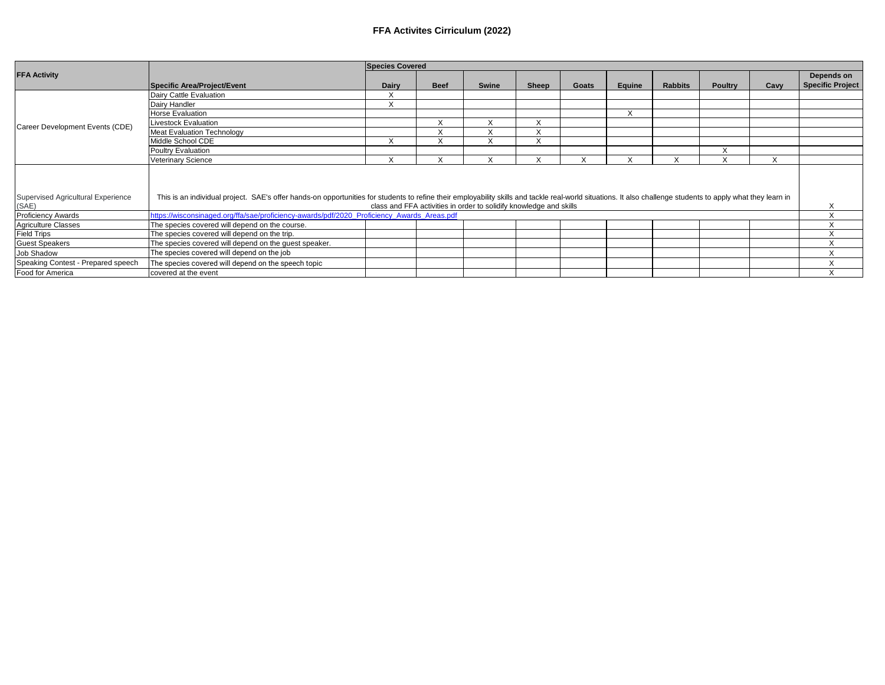# FFA Activites Cirriculum (2022)

| FFA Activity | Specific Area/Project/Event | Species Covered Dairy | Beef | Swine | Sheep | Goats | Equine | Rabbits | Poultry | Cavy | Depends on Specific Project |
|---|---|---|---|---|---|---|---|---|---|---|---|
| Career Development Events (CDE) | Dairy Cattle Evaluation | X | | | | | | | | | |
| | Dairy Handler | X | | | | | | | | | |
| | Horse Evaluation | | | | | | X | | | | |
| | Livestock Evaluation | | X | X | X | | | | | | |
| | Meat Evaluation Technology | | X | X | X | | | | | | |
| | Middle School CDE | X | X | X | X | | | | | | |
| | Poultry Evaluation | | | | | | | | X | | |
| | Veterinary Science | X | X | X | X | X | X | X | X | X | |
| Supervised Agricultural Experience (SAE) | This is an individual project. SAE's offer hands-on opportunities for students to refine their employability skills and tackle real-world situations. It also challenge students to apply what they learn in class and FFA activities in order to solidify knowledge and skills | | | | | | | | | | X |
| Proficiency Awards | https://wisconsinaged.org/ffa/sae/proficiency-awards/pdf/2020_Proficiency_Awards_Areas.pdf | | | | | | | | | | X |
| Agriculture Classes | The species covered will depend on the course. | | | | | | | | | | X |
| Field Trips | The species covered will depend on the trip. | | | | | | | | | | X |
| Guest Speakers | The species covered will depend on the guest speaker. | | | | | | | | | | X |
| Job Shadow | The species covered will depend on the job | | | | | | | | | | X |
| Speaking Contest - Prepared speech | The species covered will depend on the speech topic | | | | | | | | | | X |
| Food for America | covered at the event | | | | | | | | | | X |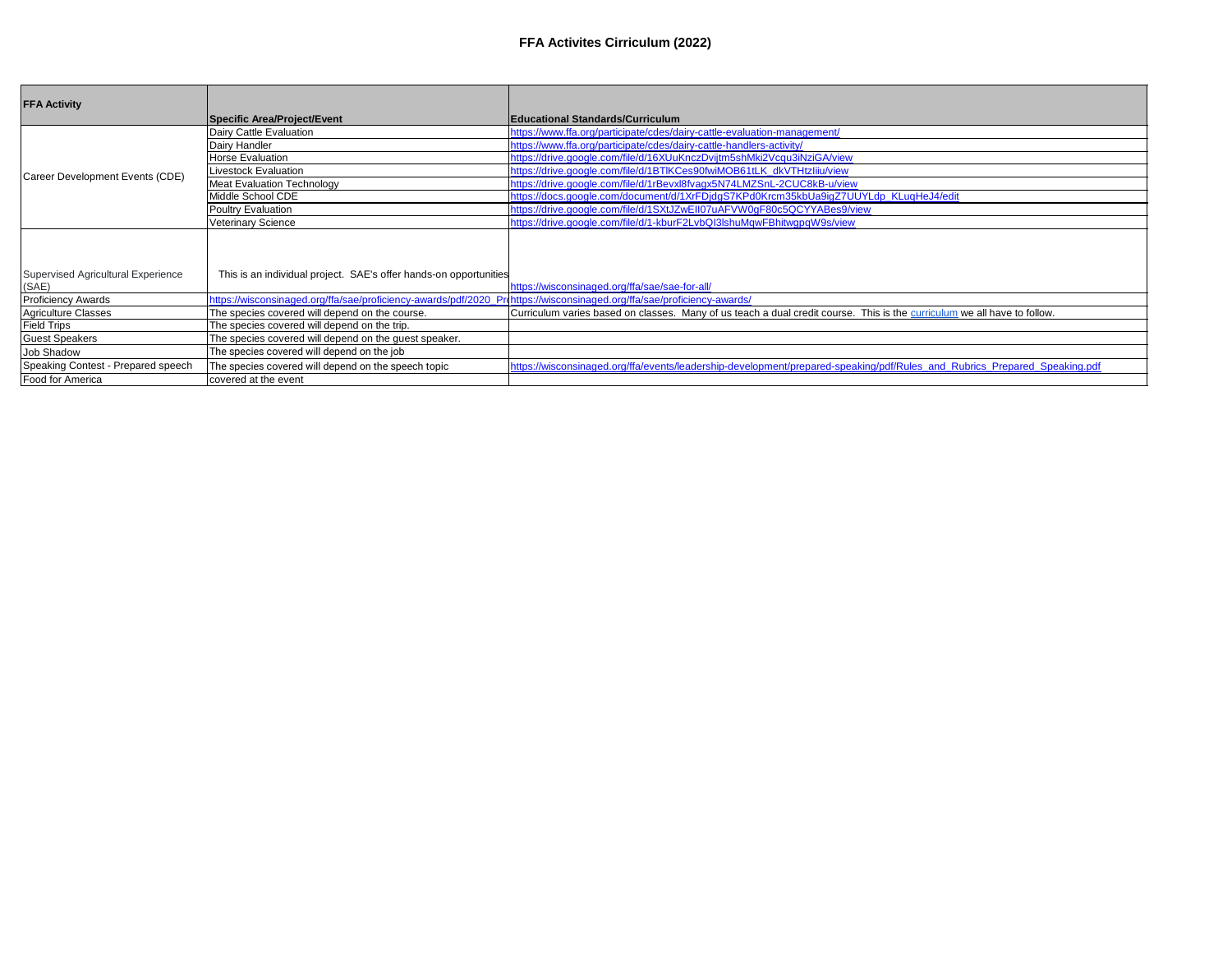# FFA Activites Circiculum (2022)

| FFA Activity | Specific Area/Project/Event | Educational Standards/Curriculum |
|---|---|---|
| Career Development Events (CDE) | Dairy Cattle Evaluation | https://www.ffa.org/participate/cdes/dairy-cattle-evaluation-management/ |
| | Dairy Handler | https://www.ffa.org/participate/cdes/dairy-cattle-handlers-activity/ |
| | Horse Evaluation | https://drive.google.com/file/d/16XUuKnczDvijtm5shMki2Vcqu3iNziGA/view |
| | Livestock Evaluation | https://drive.google.com/file/d/1BTlKCes90fwiMOB61tLK_dkVTHtzIiiu/view |
| | Meat Evaluation Technology | https://drive.google.com/file/d/1rBevxl8fvagx5N74LMZSnL-2CUC8kB-u/view |
| | Middle School CDE | https://docs.google.com/document/d/1XrFDjdgS7KPd0Krcm35kbUa9igZ7UUYLdp_KLuqHeJ4/edit |
| | Poultry Evaluation | https://drive.google.com/file/d/1SXtJZwEII07uAFVW0gF80c5QCYYABes9/view |
| | Veterinary Science | https://drive.google.com/file/d/1-kburF2LvbQI3lshuMqwFBhitwgpqW9s/view |
| Supervised Agricultural Experience (SAE) | This is an individual project. SAE's offer hands-on opportunities | https://wisconsinaged.org/ffa/sae/sae-for-all/ |
| Proficiency Awards | https://wisconsinaged.org/ffa/sae/proficiency-awards/pdf/2020_Pr | https://wisconsinaged.org/ffa/sae/proficiency-awards/ |
| Agriculture Classes | The species covered will depend on the course. | Curriculum varies based on classes. Many of us teach a dual credit course. This is the curriculum we all have to follow. |
| Field Trips | The species covered will depend on the trip. | |
| Guest Speakers | The species covered will depend on the guest speaker. | |
| Job Shadow | The species covered will depend on the job | |
| Speaking Contest - Prepared speech | The species covered will depend on the speech topic | https://wisconsinaged.org/ffa/events/leadership-development/prepared-speaking/pdf/Rules_and_Rubrics_Prepared_Speaking.pdf |
| Food for America | covered at the event | |